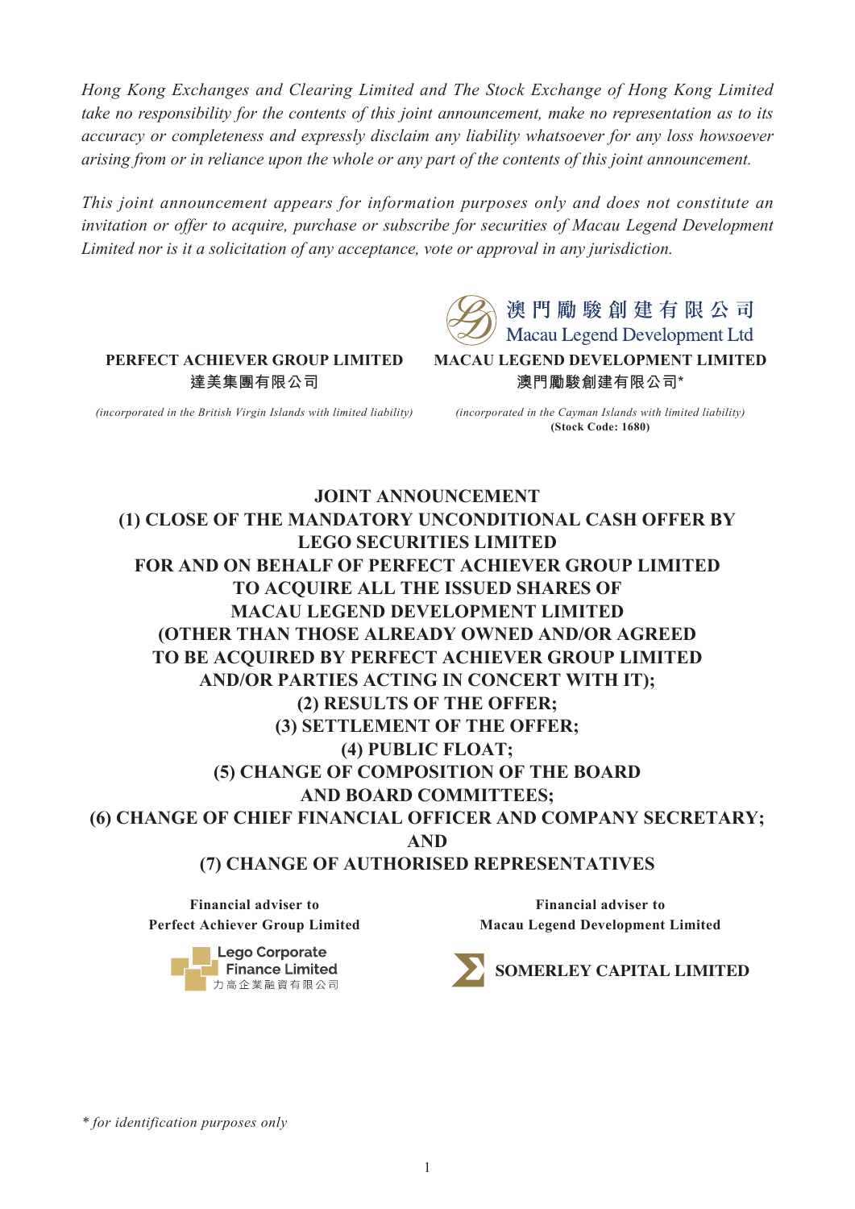*Hong Kong Exchanges and Clearing Limited and The Stock Exchange of Hong Kong Limited take no responsibility for the contents of this joint announcement, make no representation as to its accuracy or completeness and expressly disclaim any liability whatsoever for any loss howsoever arising from or in reliance upon the whole or any part of the contents of this joint announcement.*

*This joint announcement appears for information purposes only and does not constitute an invitation or offer to acquire, purchase or subscribe for securities of Macau Legend Development Limited nor is it a solicitation of any acceptance, vote or approval in any jurisdiction.*

澳門勵駿創建有限公司
Macau Legend Development Ltd

**PERFECT ACHIEVER GROUP LIMITED**
**達美集團有限公司**

*(incorporated in the British Virgin Islands with limited liability)*

**MACAU LEGEND DEVELOPMENT LIMITED**
**澳門勵駿創建有限公司***

*(incorporated in the Cayman Islands with limited liability)*
**(Stock Code: 1680)**

# JOINT ANNOUNCEMENT
# (1) CLOSE OF THE MANDATORY UNCONDITIONAL CASH OFFER BY LEGO SECURITIES LIMITED FOR AND ON BEHALF OF PERFECT ACHIEVER GROUP LIMITED TO ACQUIRE ALL THE ISSUED SHARES OF MACAU LEGEND DEVELOPMENT LIMITED (OTHER THAN THOSE ALREADY OWNED AND/OR AGREED TO BE ACQUIRED BY PERFECT ACHIEVER GROUP LIMITED AND/OR PARTIES ACTING IN CONCERT WITH IT); (2) RESULTS OF THE OFFER; (3) SETTLEMENT OF THE OFFER; (4) PUBLIC FLOAT; (5) CHANGE OF COMPOSITION OF THE BOARD AND BOARD COMMITTEES; (6) CHANGE OF CHIEF FINANCIAL OFFICER AND COMPANY SECRETARY; AND (7) CHANGE OF AUTHORISED REPRESENTATIVES

**Financial adviser to Perfect Achiever Group Limited**

Lego Corporate Finance Limited
力高企業融資有限公司

**Financial adviser to Macau Legend Development Limited**

**SOMERLEY CAPITAL LIMITED**

*\* for identification purposes only*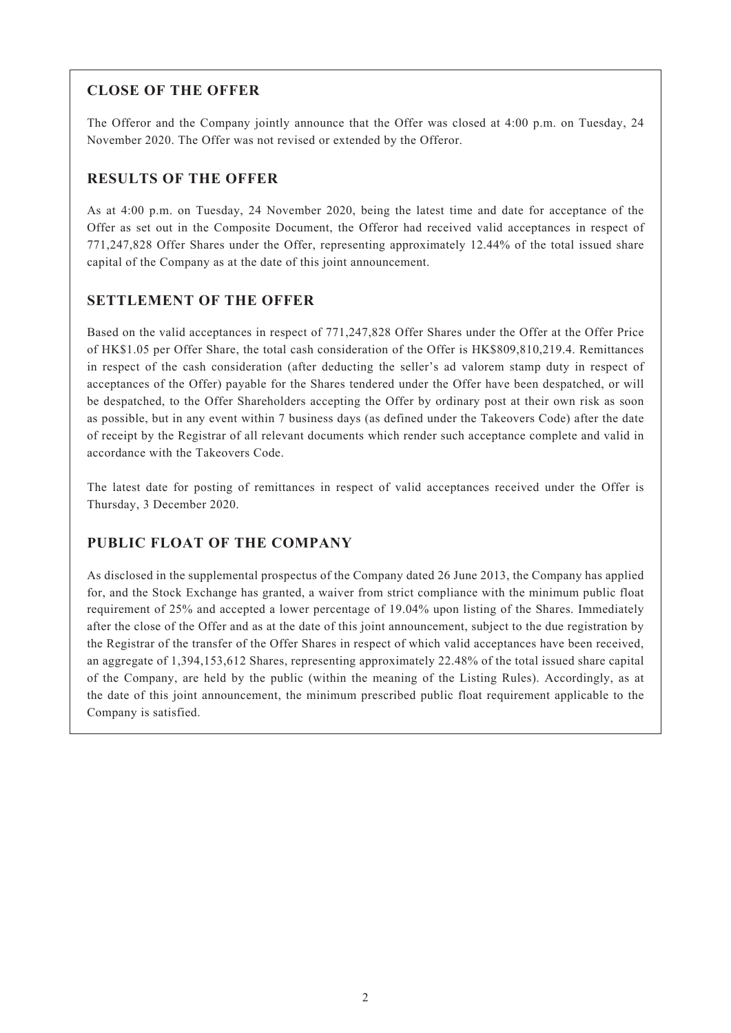## CLOSE OF THE OFFER

The Offeror and the Company jointly announce that the Offer was closed at 4:00 p.m. on Tuesday, 24 November 2020. The Offer was not revised or extended by the Offeror.

## RESULTS OF THE OFFER

As at 4:00 p.m. on Tuesday, 24 November 2020, being the latest time and date for acceptance of the Offer as set out in the Composite Document, the Offeror had received valid acceptances in respect of 771,247,828 Offer Shares under the Offer, representing approximately 12.44% of the total issued share capital of the Company as at the date of this joint announcement.

## SETTLEMENT OF THE OFFER

Based on the valid acceptances in respect of 771,247,828 Offer Shares under the Offer at the Offer Price of HK$1.05 per Offer Share, the total cash consideration of the Offer is HK$809,810,219.4. Remittances in respect of the cash consideration (after deducting the seller's ad valorem stamp duty in respect of acceptances of the Offer) payable for the Shares tendered under the Offer have been despatched, or will be despatched, to the Offer Shareholders accepting the Offer by ordinary post at their own risk as soon as possible, but in any event within 7 business days (as defined under the Takeovers Code) after the date of receipt by the Registrar of all relevant documents which render such acceptance complete and valid in accordance with the Takeovers Code.

The latest date for posting of remittances in respect of valid acceptances received under the Offer is Thursday, 3 December 2020.

## PUBLIC FLOAT OF THE COMPANY

As disclosed in the supplemental prospectus of the Company dated 26 June 2013, the Company has applied for, and the Stock Exchange has granted, a waiver from strict compliance with the minimum public float requirement of 25% and accepted a lower percentage of 19.04% upon listing of the Shares. Immediately after the close of the Offer and as at the date of this joint announcement, subject to the due registration by the Registrar of the transfer of the Offer Shares in respect of which valid acceptances have been received, an aggregate of 1,394,153,612 Shares, representing approximately 22.48% of the total issued share capital of the Company, are held by the public (within the meaning of the Listing Rules). Accordingly, as at the date of this joint announcement, the minimum prescribed public float requirement applicable to the Company is satisfied.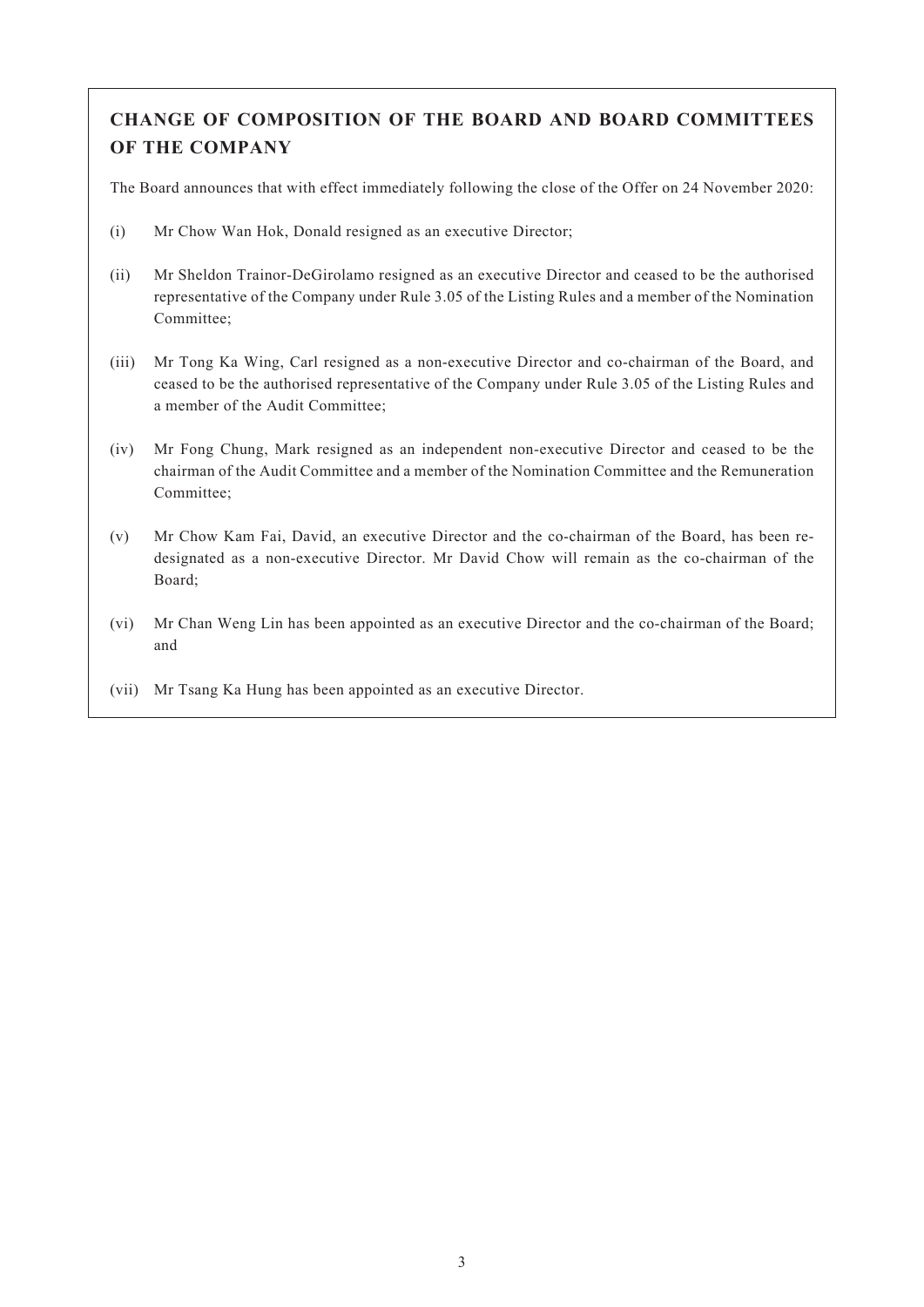## CHANGE OF COMPOSITION OF THE BOARD AND BOARD COMMITTEES OF THE COMPANY

The Board announces that with effect immediately following the close of the Offer on 24 November 2020:

(i) Mr Chow Wan Hok, Donald resigned as an executive Director;

(ii) Mr Sheldon Trainor-DeGirolamo resigned as an executive Director and ceased to be the authorised representative of the Company under Rule 3.05 of the Listing Rules and a member of the Nomination Committee;

(iii) Mr Tong Ka Wing, Carl resigned as a non-executive Director and co-chairman of the Board, and ceased to be the authorised representative of the Company under Rule 3.05 of the Listing Rules and a member of the Audit Committee;

(iv) Mr Fong Chung, Mark resigned as an independent non-executive Director and ceased to be the chairman of the Audit Committee and a member of the Nomination Committee and the Remuneration Committee;

(v) Mr Chow Kam Fai, David, an executive Director and the co-chairman of the Board, has been re-designated as a non-executive Director. Mr David Chow will remain as the co-chairman of the Board;

(vi) Mr Chan Weng Lin has been appointed as an executive Director and the co-chairman of the Board; and

(vii) Mr Tsang Ka Hung has been appointed as an executive Director.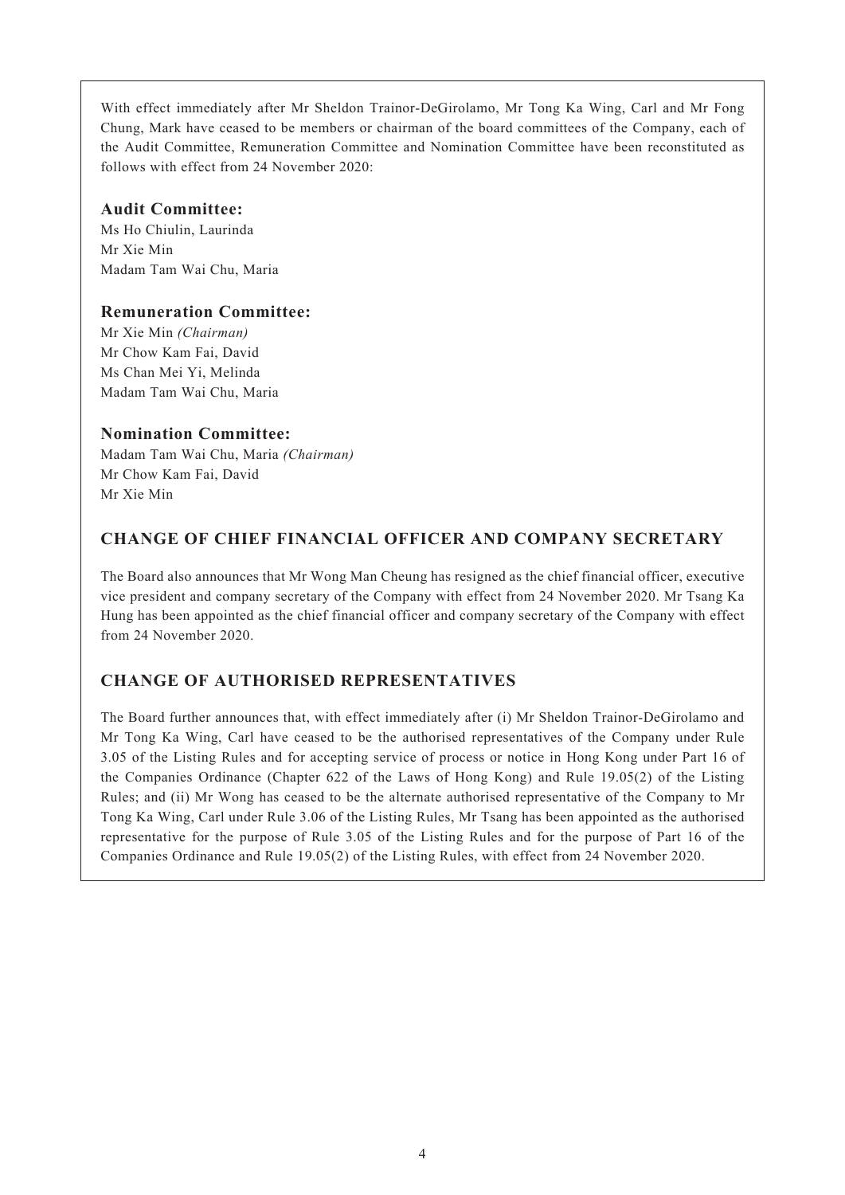With effect immediately after Mr Sheldon Trainor-DeGirolamo, Mr Tong Ka Wing, Carl and Mr Fong Chung, Mark have ceased to be members or chairman of the board committees of the Company, each of the Audit Committee, Remuneration Committee and Nomination Committee have been reconstituted as follows with effect from 24 November 2020:

**Audit Committee:**
Ms Ho Chiulin, Laurinda
Mr Xie Min
Madam Tam Wai Chu, Maria

**Remuneration Committee:**
Mr Xie Min *(Chairman)*
Mr Chow Kam Fai, David
Ms Chan Mei Yi, Melinda
Madam Tam Wai Chu, Maria

**Nomination Committee:**
Madam Tam Wai Chu, Maria *(Chairman)*
Mr Chow Kam Fai, David
Mr Xie Min

## CHANGE OF CHIEF FINANCIAL OFFICER AND COMPANY SECRETARY

The Board also announces that Mr Wong Man Cheung has resigned as the chief financial officer, executive vice president and company secretary of the Company with effect from 24 November 2020. Mr Tsang Ka Hung has been appointed as the chief financial officer and company secretary of the Company with effect from 24 November 2020.

## CHANGE OF AUTHORISED REPRESENTATIVES

The Board further announces that, with effect immediately after (i) Mr Sheldon Trainor-DeGirolamo and Mr Tong Ka Wing, Carl have ceased to be the authorised representatives of the Company under Rule 3.05 of the Listing Rules and for accepting service of process or notice in Hong Kong under Part 16 of the Companies Ordinance (Chapter 622 of the Laws of Hong Kong) and Rule 19.05(2) of the Listing Rules; and (ii) Mr Wong has ceased to be the alternate authorised representative of the Company to Mr Tong Ka Wing, Carl under Rule 3.06 of the Listing Rules, Mr Tsang has been appointed as the authorised representative for the purpose of Rule 3.05 of the Listing Rules and for the purpose of Part 16 of the Companies Ordinance and Rule 19.05(2) of the Listing Rules, with effect from 24 November 2020.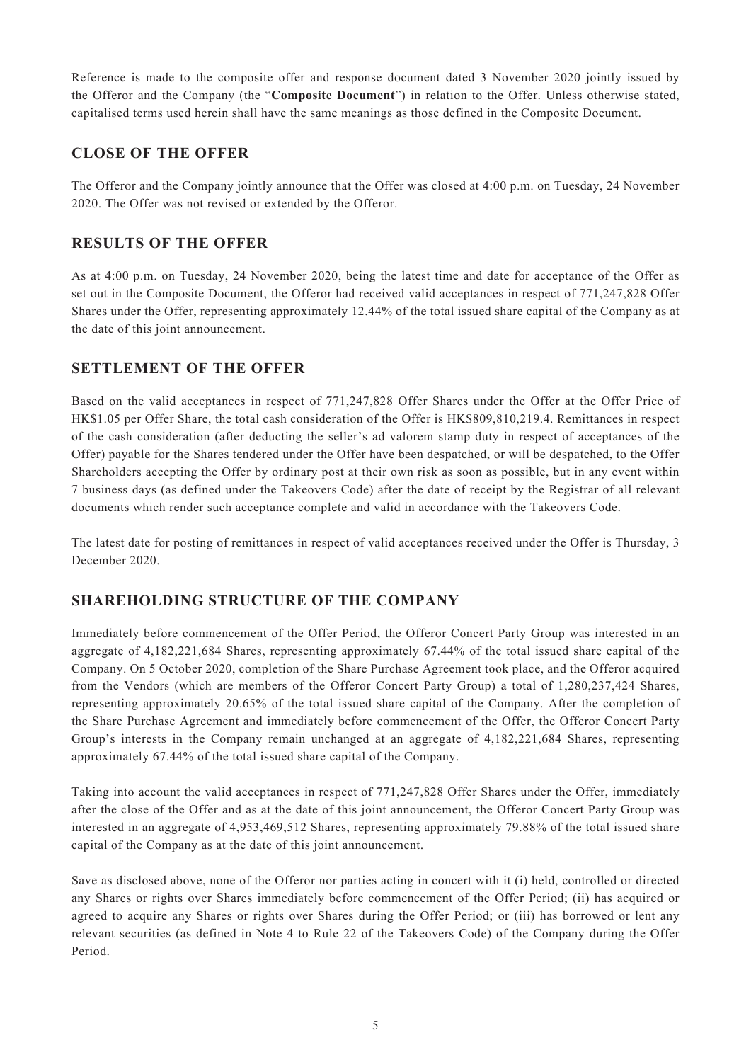Reference is made to the composite offer and response document dated 3 November 2020 jointly issued by the Offeror and the Company (the "**Composite Document**") in relation to the Offer. Unless otherwise stated, capitalised terms used herein shall have the same meanings as those defined in the Composite Document.

## CLOSE OF THE OFFER

The Offeror and the Company jointly announce that the Offer was closed at 4:00 p.m. on Tuesday, 24 November 2020. The Offer was not revised or extended by the Offeror.

## RESULTS OF THE OFFER

As at 4:00 p.m. on Tuesday, 24 November 2020, being the latest time and date for acceptance of the Offer as set out in the Composite Document, the Offeror had received valid acceptances in respect of 771,247,828 Offer Shares under the Offer, representing approximately 12.44% of the total issued share capital of the Company as at the date of this joint announcement.

## SETTLEMENT OF THE OFFER

Based on the valid acceptances in respect of 771,247,828 Offer Shares under the Offer at the Offer Price of HK$1.05 per Offer Share, the total cash consideration of the Offer is HK$809,810,219.4. Remittances in respect of the cash consideration (after deducting the seller's ad valorem stamp duty in respect of acceptances of the Offer) payable for the Shares tendered under the Offer have been despatched, or will be despatched, to the Offer Shareholders accepting the Offer by ordinary post at their own risk as soon as possible, but in any event within 7 business days (as defined under the Takeovers Code) after the date of receipt by the Registrar of all relevant documents which render such acceptance complete and valid in accordance with the Takeovers Code.

The latest date for posting of remittances in respect of valid acceptances received under the Offer is Thursday, 3 December 2020.

## SHAREHOLDING STRUCTURE OF THE COMPANY

Immediately before commencement of the Offer Period, the Offeror Concert Party Group was interested in an aggregate of 4,182,221,684 Shares, representing approximately 67.44% of the total issued share capital of the Company. On 5 October 2020, completion of the Share Purchase Agreement took place, and the Offeror acquired from the Vendors (which are members of the Offeror Concert Party Group) a total of 1,280,237,424 Shares, representing approximately 20.65% of the total issued share capital of the Company. After the completion of the Share Purchase Agreement and immediately before commencement of the Offer, the Offeror Concert Party Group's interests in the Company remain unchanged at an aggregate of 4,182,221,684 Shares, representing approximately 67.44% of the total issued share capital of the Company.

Taking into account the valid acceptances in respect of 771,247,828 Offer Shares under the Offer, immediately after the close of the Offer and as at the date of this joint announcement, the Offeror Concert Party Group was interested in an aggregate of 4,953,469,512 Shares, representing approximately 79.88% of the total issued share capital of the Company as at the date of this joint announcement.

Save as disclosed above, none of the Offeror nor parties acting in concert with it (i) held, controlled or directed any Shares or rights over Shares immediately before commencement of the Offer Period; (ii) has acquired or agreed to acquire any Shares or rights over Shares during the Offer Period; or (iii) has borrowed or lent any relevant securities (as defined in Note 4 to Rule 22 of the Takeovers Code) of the Company during the Offer Period.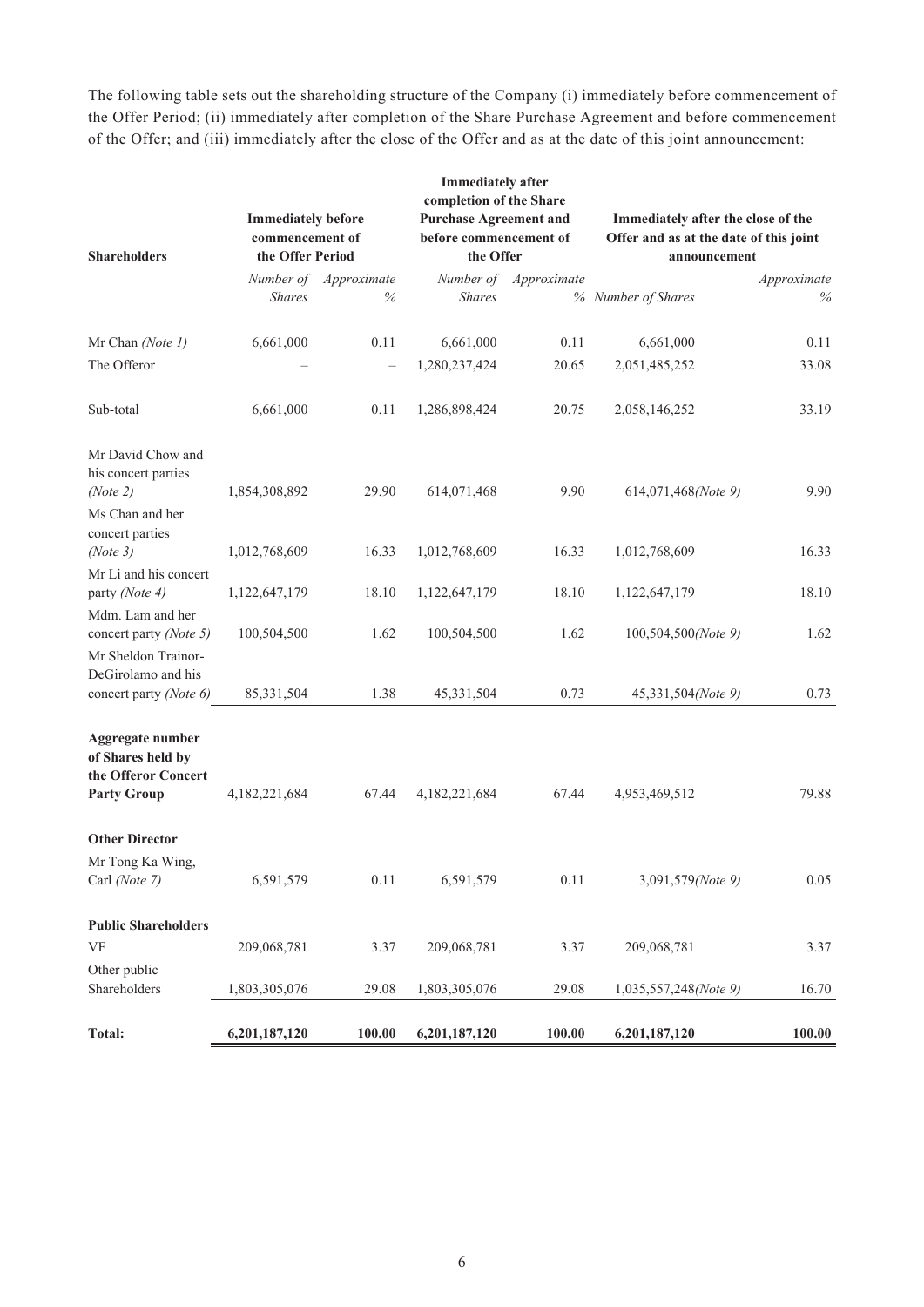The following table sets out the shareholding structure of the Company (i) immediately before commencement of the Offer Period; (ii) immediately after completion of the Share Purchase Agreement and before commencement of the Offer; and (iii) immediately after the close of the Offer and as at the date of this joint announcement:

| Shareholders | Immediately before commencement of the Offer Period | | Immediately after completion of the Share Purchase Agreement and before commencement of the Offer | | Immediately after the close of the Offer and as at the date of this joint announcement | |
|---|---|---|---|---|---|---|
| | *Number of Shares* | *Approximate %* | *Number of Shares* | *Approximate %* | *Number of Shares* | *Approximate %* |
| Mr Chan *(Note 1)* | 6,661,000 | 0.11 | 6,661,000 | 0.11 | 6,661,000 | 0.11 |
| The Offeror | – | – | 1,280,237,424 | 20.65 | 2,051,485,252 | 33.08 |
| Sub-total | 6,661,000 | 0.11 | 1,286,898,424 | 20.75 | 2,058,146,252 | 33.19 |
| Mr David Chow and his concert parties *(Note 2)* | 1,854,308,892 | 29.90 | 614,071,468 | 9.90 | 614,071,468*(Note 9)* | 9.90 |
| Ms Chan and her concert parties *(Note 3)* | 1,012,768,609 | 16.33 | 1,012,768,609 | 16.33 | 1,012,768,609 | 16.33 |
| Mr Li and his concert party *(Note 4)* | 1,122,647,179 | 18.10 | 1,122,647,179 | 18.10 | 1,122,647,179 | 18.10 |
| Mdm. Lam and her concert party *(Note 5)* | 100,504,500 | 1.62 | 100,504,500 | 1.62 | 100,504,500*(Note 9)* | 1.62 |
| Mr Sheldon Trainor-DeGirolamo and his concert party *(Note 6)* | 85,331,504 | 1.38 | 45,331,504 | 0.73 | 45,331,504*(Note 9)* | 0.73 |
| **Aggregate number of Shares held by the Offeror Concert Party Group** | 4,182,221,684 | 67.44 | 4,182,221,684 | 67.44 | 4,953,469,512 | 79.88 |
| **Other Director** | | | | | | |
| Mr Tong Ka Wing, Carl *(Note 7)* | 6,591,579 | 0.11 | 6,591,579 | 0.11 | 3,091,579*(Note 9)* | 0.05 |
| **Public Shareholders** | | | | | | |
| VF | 209,068,781 | 3.37 | 209,068,781 | 3.37 | 209,068,781 | 3.37 |
| Other public Shareholders | 1,803,305,076 | 29.08 | 1,803,305,076 | 29.08 | 1,035,557,248*(Note 9)* | 16.70 |
| **Total:** | **6,201,187,120** | **100.00** | **6,201,187,120** | **100.00** | **6,201,187,120** | **100.00** |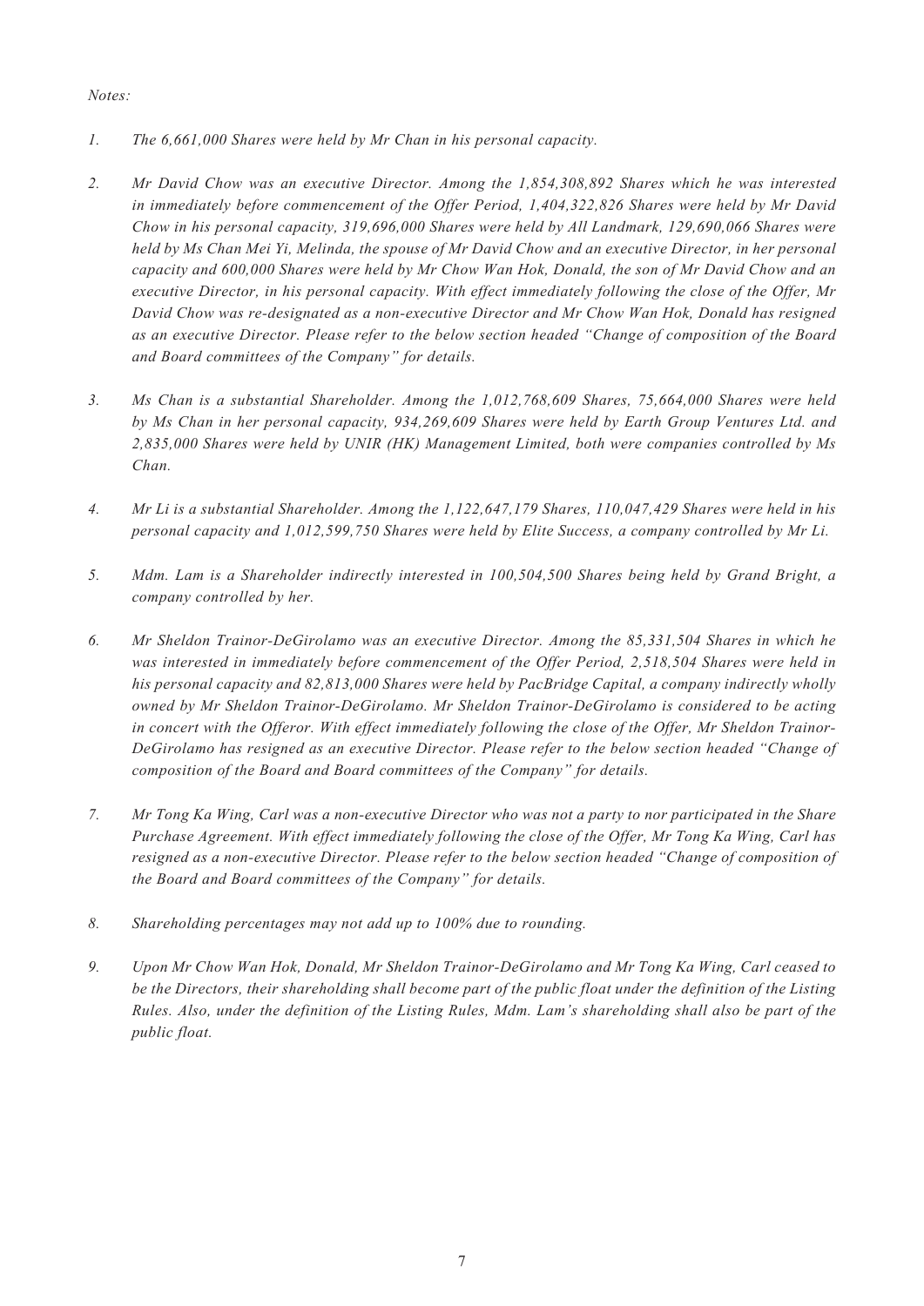*Notes:*

1. *The 6,661,000 Shares were held by Mr Chan in his personal capacity.*

2. *Mr David Chow was an executive Director. Among the 1,854,308,892 Shares which he was interested in immediately before commencement of the Offer Period, 1,404,322,826 Shares were held by Mr David Chow in his personal capacity, 319,696,000 Shares were held by All Landmark, 129,690,066 Shares were held by Ms Chan Mei Yi, Melinda, the spouse of Mr David Chow and an executive Director, in her personal capacity and 600,000 Shares were held by Mr Chow Wan Hok, Donald, the son of Mr David Chow and an executive Director, in his personal capacity. With effect immediately following the close of the Offer, Mr David Chow was re-designated as a non-executive Director and Mr Chow Wan Hok, Donald has resigned as an executive Director. Please refer to the below section headed "Change of composition of the Board and Board committees of the Company" for details.*

3. *Ms Chan is a substantial Shareholder. Among the 1,012,768,609 Shares, 75,664,000 Shares were held by Ms Chan in her personal capacity, 934,269,609 Shares were held by Earth Group Ventures Ltd. and 2,835,000 Shares were held by UNIR (HK) Management Limited, both were companies controlled by Ms Chan.*

4. *Mr Li is a substantial Shareholder. Among the 1,122,647,179 Shares, 110,047,429 Shares were held in his personal capacity and 1,012,599,750 Shares were held by Elite Success, a company controlled by Mr Li.*

5. *Mdm. Lam is a Shareholder indirectly interested in 100,504,500 Shares being held by Grand Bright, a company controlled by her.*

6. *Mr Sheldon Trainor-DeGirolamo was an executive Director. Among the 85,331,504 Shares in which he was interested in immediately before commencement of the Offer Period, 2,518,504 Shares were held in his personal capacity and 82,813,000 Shares were held by PacBridge Capital, a company indirectly wholly owned by Mr Sheldon Trainor-DeGirolamo. Mr Sheldon Trainor-DeGirolamo is considered to be acting in concert with the Offeror. With effect immediately following the close of the Offer, Mr Sheldon Trainor-DeGirolamo has resigned as an executive Director. Please refer to the below section headed "Change of composition of the Board and Board committees of the Company" for details.*

7. *Mr Tong Ka Wing, Carl was a non-executive Director who was not a party to nor participated in the Share Purchase Agreement. With effect immediately following the close of the Offer, Mr Tong Ka Wing, Carl has resigned as a non-executive Director. Please refer to the below section headed "Change of composition of the Board and Board committees of the Company" for details.*

8. *Shareholding percentages may not add up to 100% due to rounding.*

9. *Upon Mr Chow Wan Hok, Donald, Mr Sheldon Trainor-DeGirolamo and Mr Tong Ka Wing, Carl ceased to be the Directors, their shareholding shall become part of the public float under the definition of the Listing Rules. Also, under the definition of the Listing Rules, Mdm. Lam's shareholding shall also be part of the public float.*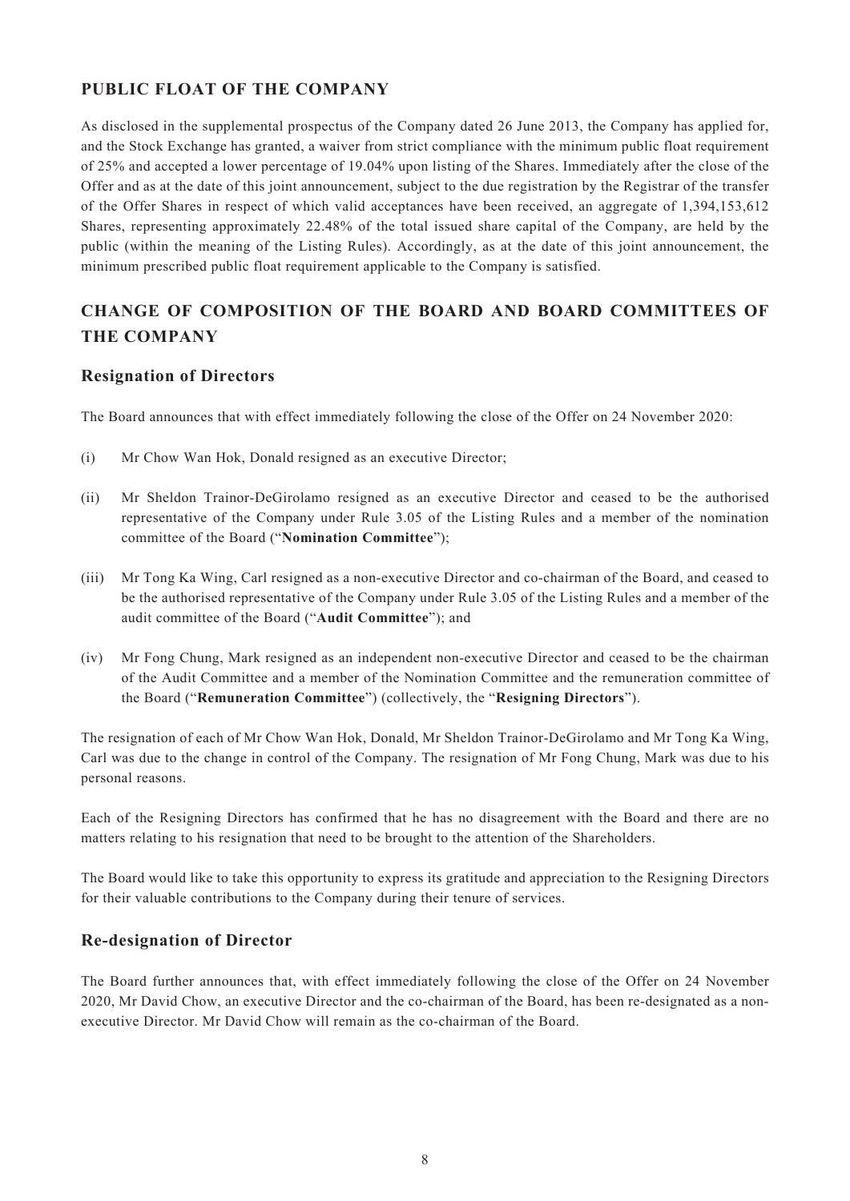## PUBLIC FLOAT OF THE COMPANY

As disclosed in the supplemental prospectus of the Company dated 26 June 2013, the Company has applied for, and the Stock Exchange has granted, a waiver from strict compliance with the minimum public float requirement of 25% and accepted a lower percentage of 19.04% upon listing of the Shares. Immediately after the close of the Offer and as at the date of this joint announcement, subject to the due registration by the Registrar of the transfer of the Offer Shares in respect of which valid acceptances have been received, an aggregate of 1,394,153,612 Shares, representing approximately 22.48% of the total issued share capital of the Company, are held by the public (within the meaning of the Listing Rules). Accordingly, as at the date of this joint announcement, the minimum prescribed public float requirement applicable to the Company is satisfied.

## CHANGE OF COMPOSITION OF THE BOARD AND BOARD COMMITTEES OF THE COMPANY

### Resignation of Directors

The Board announces that with effect immediately following the close of the Offer on 24 November 2020:

(i) Mr Chow Wan Hok, Donald resigned as an executive Director;

(ii) Mr Sheldon Trainor-DeGirolamo resigned as an executive Director and ceased to be the authorised representative of the Company under Rule 3.05 of the Listing Rules and a member of the nomination committee of the Board ("**Nomination Committee**");

(iii) Mr Tong Ka Wing, Carl resigned as a non-executive Director and co-chairman of the Board, and ceased to be the authorised representative of the Company under Rule 3.05 of the Listing Rules and a member of the audit committee of the Board ("**Audit Committee**"); and

(iv) Mr Fong Chung, Mark resigned as an independent non-executive Director and ceased to be the chairman of the Audit Committee and a member of the Nomination Committee and the remuneration committee of the Board ("**Remuneration Committee**") (collectively, the "**Resigning Directors**").

The resignation of each of Mr Chow Wan Hok, Donald, Mr Sheldon Trainor-DeGirolamo and Mr Tong Ka Wing, Carl was due to the change in control of the Company. The resignation of Mr Fong Chung, Mark was due to his personal reasons.

Each of the Resigning Directors has confirmed that he has no disagreement with the Board and there are no matters relating to his resignation that need to be brought to the attention of the Shareholders.

The Board would like to take this opportunity to express its gratitude and appreciation to the Resigning Directors for their valuable contributions to the Company during their tenure of services.

### Re-designation of Director

The Board further announces that, with effect immediately following the close of the Offer on 24 November 2020, Mr David Chow, an executive Director and the co-chairman of the Board, has been re-designated as a non-executive Director. Mr David Chow will remain as the co-chairman of the Board.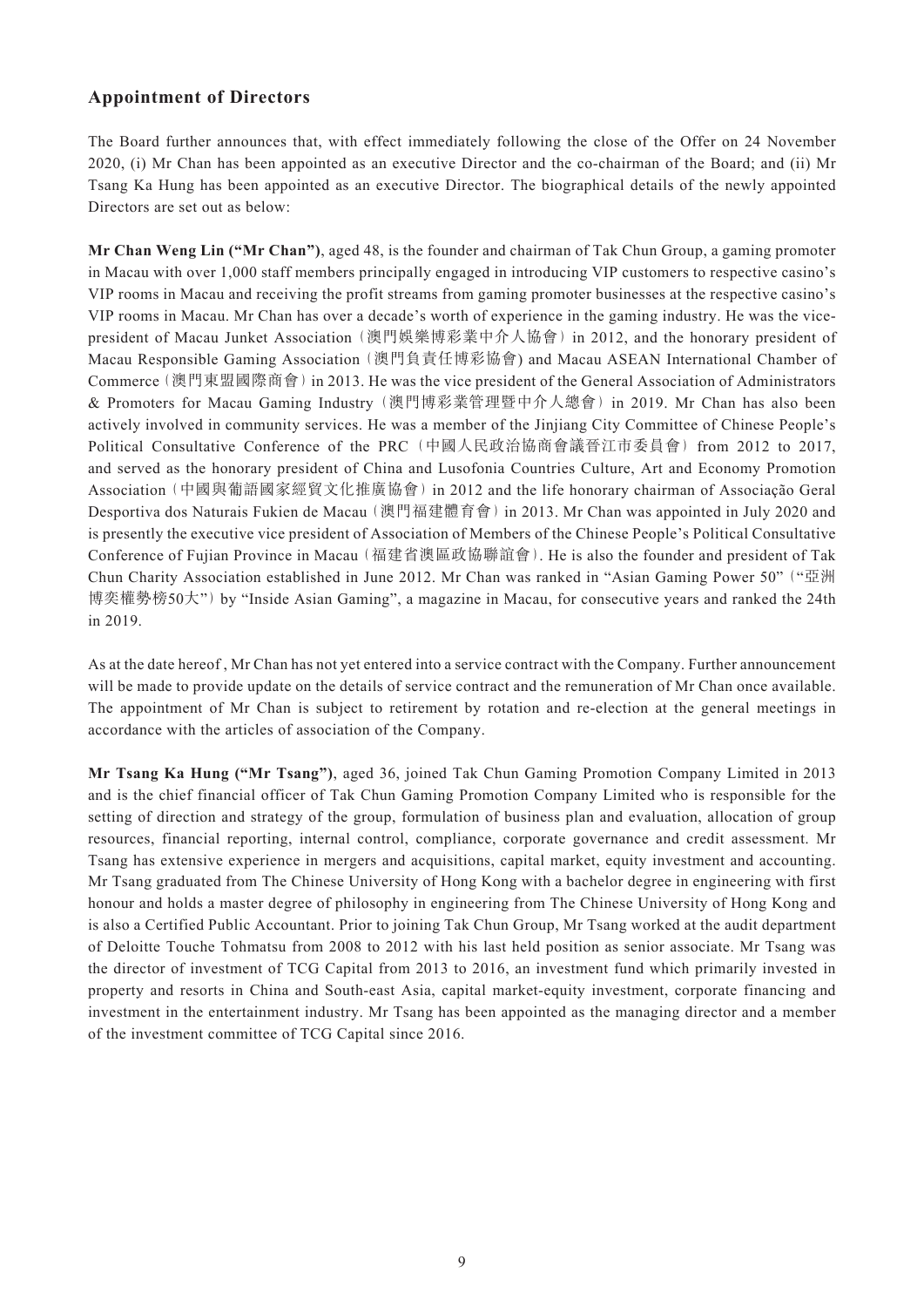## Appointment of Directors

The Board further announces that, with effect immediately following the close of the Offer on 24 November 2020, (i) Mr Chan has been appointed as an executive Director and the co-chairman of the Board; and (ii) Mr Tsang Ka Hung has been appointed as an executive Director. The biographical details of the newly appointed Directors are set out as below:

**Mr Chan Weng Lin ("Mr Chan")**, aged 48, is the founder and chairman of Tak Chun Group, a gaming promoter in Macau with over 1,000 staff members principally engaged in introducing VIP customers to respective casino's VIP rooms in Macau and receiving the profit streams from gaming promoter businesses at the respective casino's VIP rooms in Macau. Mr Chan has over a decade's worth of experience in the gaming industry. He was the vice-president of Macau Junket Association（澳門娛樂博彩業中介人協會）in 2012, and the honorary president of Macau Responsible Gaming Association（澳門負責任博彩協會) and Macau ASEAN International Chamber of Commerce（澳門東盟國際商會）in 2013. He was the vice president of the General Association of Administrators & Promoters for Macau Gaming Industry（澳門博彩業管理暨中介人總會）in 2019. Mr Chan has also been actively involved in community services. He was a member of the Jinjiang City Committee of Chinese People's Political Consultative Conference of the PRC（中國人民政治協商會議晉江市委員會）from 2012 to 2017, and served as the honorary president of China and Lusofonia Countries Culture, Art and Economy Promotion Association（中國與葡語國家經貿文化推廣協會）in 2012 and the life honorary chairman of Associação Geral Desportiva dos Naturais Fukien de Macau（澳門福建體育會）in 2013. Mr Chan was appointed in July 2020 and is presently the executive vice president of Association of Members of the Chinese People's Political Consultative Conference of Fujian Province in Macau（福建省澳區政協聯誼會）. He is also the founder and president of Tak Chun Charity Association established in June 2012. Mr Chan was ranked in "Asian Gaming Power 50"（"亞洲博奕權勢榜50大"）by "Inside Asian Gaming", a magazine in Macau, for consecutive years and ranked the 24th in 2019.

As at the date hereof, Mr Chan has not yet entered into a service contract with the Company. Further announcement will be made to provide update on the details of service contract and the remuneration of Mr Chan once available. The appointment of Mr Chan is subject to retirement by rotation and re-election at the general meetings in accordance with the articles of association of the Company.

**Mr Tsang Ka Hung ("Mr Tsang")**, aged 36, joined Tak Chun Gaming Promotion Company Limited in 2013 and is the chief financial officer of Tak Chun Gaming Promotion Company Limited who is responsible for the setting of direction and strategy of the group, formulation of business plan and evaluation, allocation of group resources, financial reporting, internal control, compliance, corporate governance and credit assessment. Mr Tsang has extensive experience in mergers and acquisitions, capital market, equity investment and accounting. Mr Tsang graduated from The Chinese University of Hong Kong with a bachelor degree in engineering with first honour and holds a master degree of philosophy in engineering from The Chinese University of Hong Kong and is also a Certified Public Accountant. Prior to joining Tak Chun Group, Mr Tsang worked at the audit department of Deloitte Touche Tohmatsu from 2008 to 2012 with his last held position as senior associate. Mr Tsang was the director of investment of TCG Capital from 2013 to 2016, an investment fund which primarily invested in property and resorts in China and South-east Asia, capital market-equity investment, corporate financing and investment in the entertainment industry. Mr Tsang has been appointed as the managing director and a member of the investment committee of TCG Capital since 2016.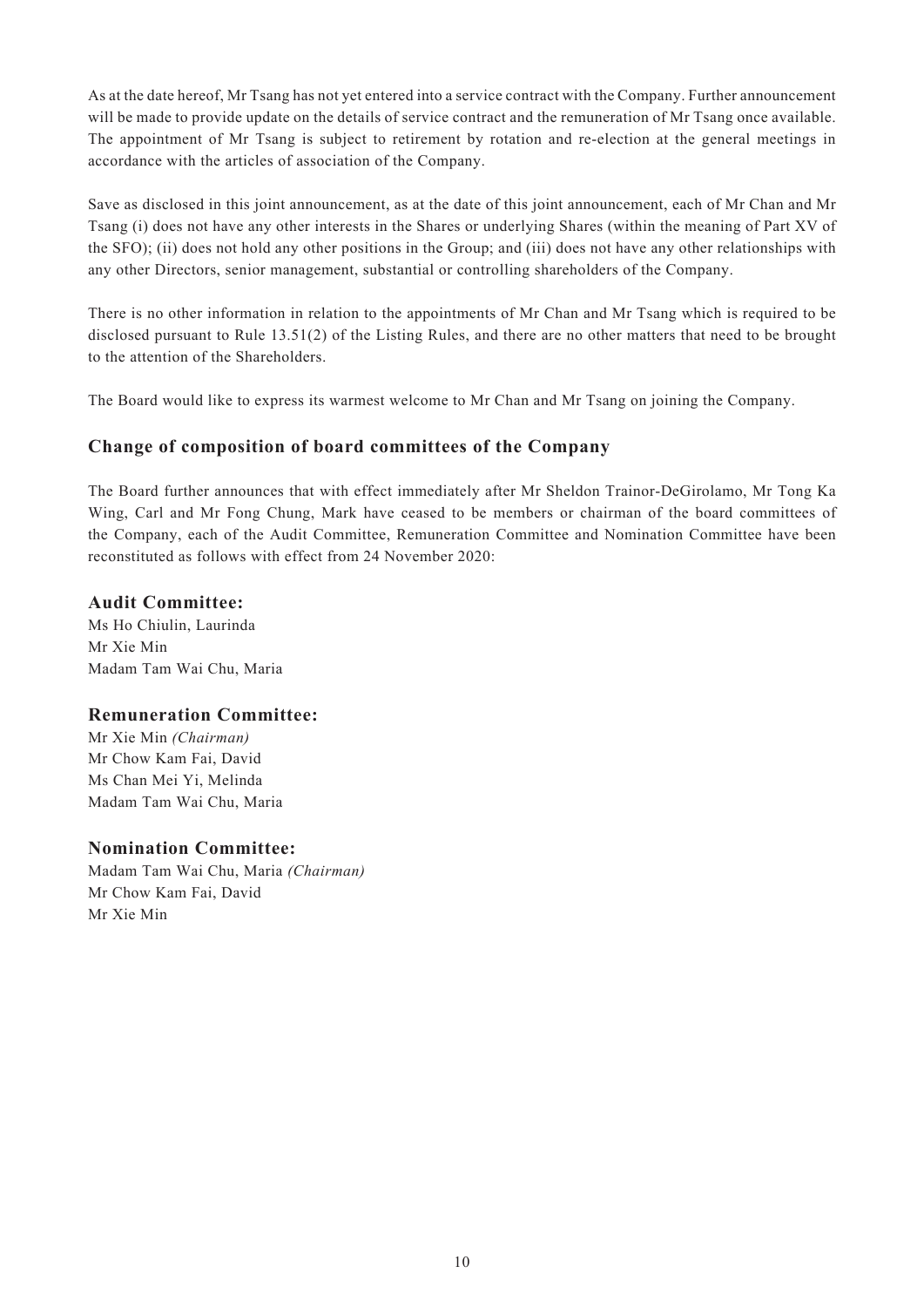As at the date hereof, Mr Tsang has not yet entered into a service contract with the Company. Further announcement will be made to provide update on the details of service contract and the remuneration of Mr Tsang once available. The appointment of Mr Tsang is subject to retirement by rotation and re-election at the general meetings in accordance with the articles of association of the Company.

Save as disclosed in this joint announcement, as at the date of this joint announcement, each of Mr Chan and Mr Tsang (i) does not have any other interests in the Shares or underlying Shares (within the meaning of Part XV of the SFO); (ii) does not hold any other positions in the Group; and (iii) does not have any other relationships with any other Directors, senior management, substantial or controlling shareholders of the Company.

There is no other information in relation to the appointments of Mr Chan and Mr Tsang which is required to be disclosed pursuant to Rule 13.51(2) of the Listing Rules, and there are no other matters that need to be brought to the attention of the Shareholders.

The Board would like to express its warmest welcome to Mr Chan and Mr Tsang on joining the Company.

## Change of composition of board committees of the Company

The Board further announces that with effect immediately after Mr Sheldon Trainor-DeGirolamo, Mr Tong Ka Wing, Carl and Mr Fong Chung, Mark have ceased to be members or chairman of the board committees of the Company, each of the Audit Committee, Remuneration Committee and Nomination Committee have been reconstituted as follows with effect from 24 November 2020:

### Audit Committee:

Ms Ho Chiulin, Laurinda
Mr Xie Min
Madam Tam Wai Chu, Maria

### Remuneration Committee:

Mr Xie Min *(Chairman)*
Mr Chow Kam Fai, David
Ms Chan Mei Yi, Melinda
Madam Tam Wai Chu, Maria

### Nomination Committee:

Madam Tam Wai Chu, Maria *(Chairman)*
Mr Chow Kam Fai, David
Mr Xie Min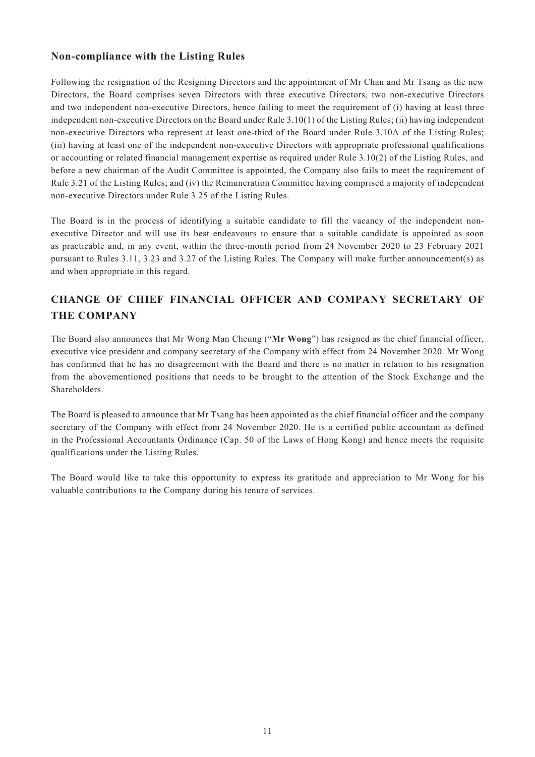### Non-compliance with the Listing Rules

Following the resignation of the Resigning Directors and the appointment of Mr Chan and Mr Tsang as the new Directors, the Board comprises seven Directors with three executive Directors, two non-executive Directors and two independent non-executive Directors, hence failing to meet the requirement of (i) having at least three independent non-executive Directors on the Board under Rule 3.10(1) of the Listing Rules; (ii) having independent non-executive Directors who represent at least one-third of the Board under Rule 3.10A of the Listing Rules; (iii) having at least one of the independent non-executive Directors with appropriate professional qualifications or accounting or related financial management expertise as required under Rule 3.10(2) of the Listing Rules, and before a new chairman of the Audit Committee is appointed, the Company also fails to meet the requirement of Rule 3.21 of the Listing Rules; and (iv) the Remuneration Committee having comprised a majority of independent non-executive Directors under Rule 3.25 of the Listing Rules.

The Board is in the process of identifying a suitable candidate to fill the vacancy of the independent non-executive Director and will use its best endeavours to ensure that a suitable candidate is appointed as soon as practicable and, in any event, within the three-month period from 24 November 2020 to 23 February 2021 pursuant to Rules 3.11, 3.23 and 3.27 of the Listing Rules. The Company will make further announcement(s) as and when appropriate in this regard.

## CHANGE OF CHIEF FINANCIAL OFFICER AND COMPANY SECRETARY OF THE COMPANY

The Board also announces that Mr Wong Man Cheung ("**Mr Wong**") has resigned as the chief financial officer, executive vice president and company secretary of the Company with effect from 24 November 2020. Mr Wong has confirmed that he has no disagreement with the Board and there is no matter in relation to his resignation from the abovementioned positions that needs to be brought to the attention of the Stock Exchange and the Shareholders.

The Board is pleased to announce that Mr Tsang has been appointed as the chief financial officer and the company secretary of the Company with effect from 24 November 2020. He is a certified public accountant as defined in the Professional Accountants Ordinance (Cap. 50 of the Laws of Hong Kong) and hence meets the requisite qualifications under the Listing Rules.

The Board would like to take this opportunity to express its gratitude and appreciation to Mr Wong for his valuable contributions to the Company during his tenure of services.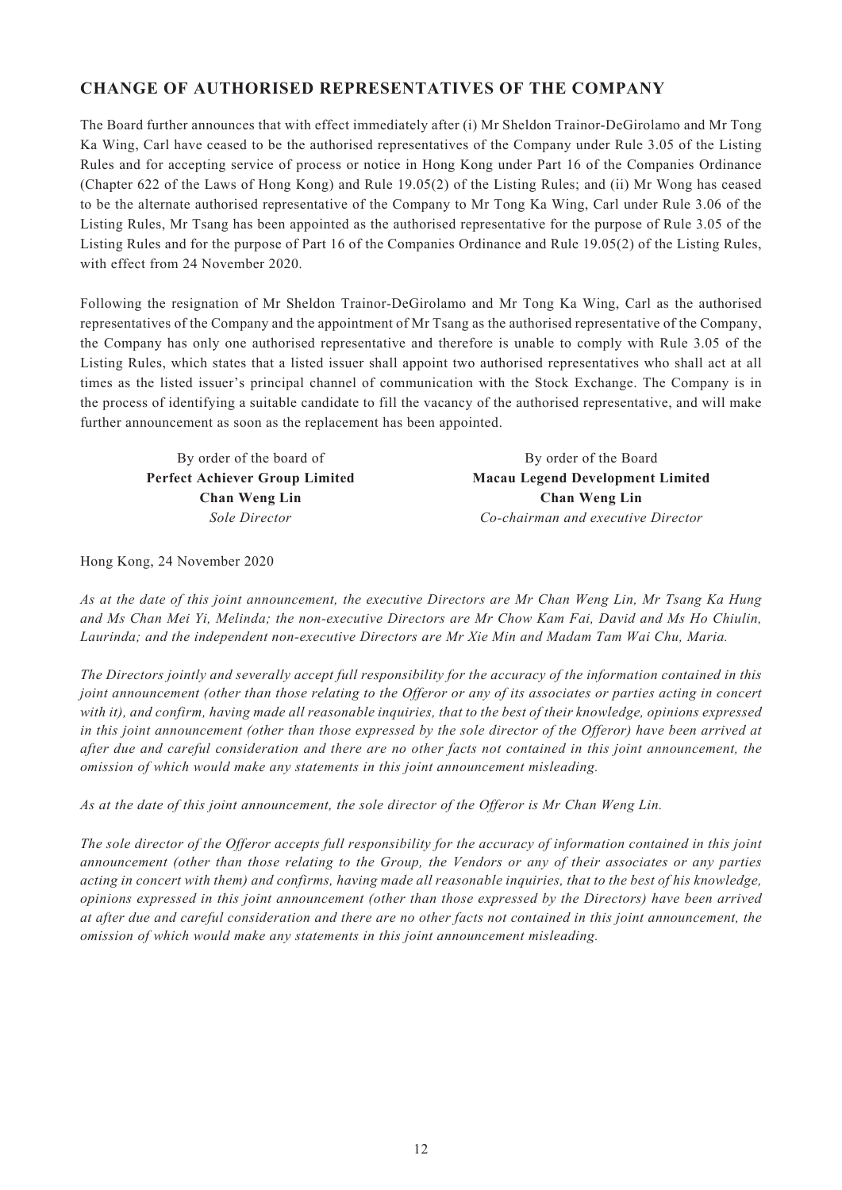## CHANGE OF AUTHORISED REPRESENTATIVES OF THE COMPANY

The Board further announces that with effect immediately after (i) Mr Sheldon Trainor-DeGirolamo and Mr Tong Ka Wing, Carl have ceased to be the authorised representatives of the Company under Rule 3.05 of the Listing Rules and for accepting service of process or notice in Hong Kong under Part 16 of the Companies Ordinance (Chapter 622 of the Laws of Hong Kong) and Rule 19.05(2) of the Listing Rules; and (ii) Mr Wong has ceased to be the alternate authorised representative of the Company to Mr Tong Ka Wing, Carl under Rule 3.06 of the Listing Rules, Mr Tsang has been appointed as the authorised representative for the purpose of Rule 3.05 of the Listing Rules and for the purpose of Part 16 of the Companies Ordinance and Rule 19.05(2) of the Listing Rules, with effect from 24 November 2020.

Following the resignation of Mr Sheldon Trainor-DeGirolamo and Mr Tong Ka Wing, Carl as the authorised representatives of the Company and the appointment of Mr Tsang as the authorised representative of the Company, the Company has only one authorised representative and therefore is unable to comply with Rule 3.05 of the Listing Rules, which states that a listed issuer shall appoint two authorised representatives who shall act at all times as the listed issuer's principal channel of communication with the Stock Exchange. The Company is in the process of identifying a suitable candidate to fill the vacancy of the authorised representative, and will make further announcement as soon as the replacement has been appointed.

By order of the board of
**Perfect Achiever Group Limited**
**Chan Weng Lin**
*Sole Director*

By order of the Board
**Macau Legend Development Limited**
**Chan Weng Lin**
*Co-chairman and executive Director*

Hong Kong, 24 November 2020

*As at the date of this joint announcement, the executive Directors are Mr Chan Weng Lin, Mr Tsang Ka Hung and Ms Chan Mei Yi, Melinda; the non-executive Directors are Mr Chow Kam Fai, David and Ms Ho Chiulin, Laurinda; and the independent non-executive Directors are Mr Xie Min and Madam Tam Wai Chu, Maria.*

*The Directors jointly and severally accept full responsibility for the accuracy of the information contained in this joint announcement (other than those relating to the Offeror or any of its associates or parties acting in concert with it), and confirm, having made all reasonable inquiries, that to the best of their knowledge, opinions expressed in this joint announcement (other than those expressed by the sole director of the Offeror) have been arrived at after due and careful consideration and there are no other facts not contained in this joint announcement, the omission of which would make any statements in this joint announcement misleading.*

*As at the date of this joint announcement, the sole director of the Offeror is Mr Chan Weng Lin.*

*The sole director of the Offeror accepts full responsibility for the accuracy of information contained in this joint announcement (other than those relating to the Group, the Vendors or any of their associates or any parties acting in concert with them) and confirms, having made all reasonable inquiries, that to the best of his knowledge, opinions expressed in this joint announcement (other than those expressed by the Directors) have been arrived at after due and careful consideration and there are no other facts not contained in this joint announcement, the omission of which would make any statements in this joint announcement misleading.*